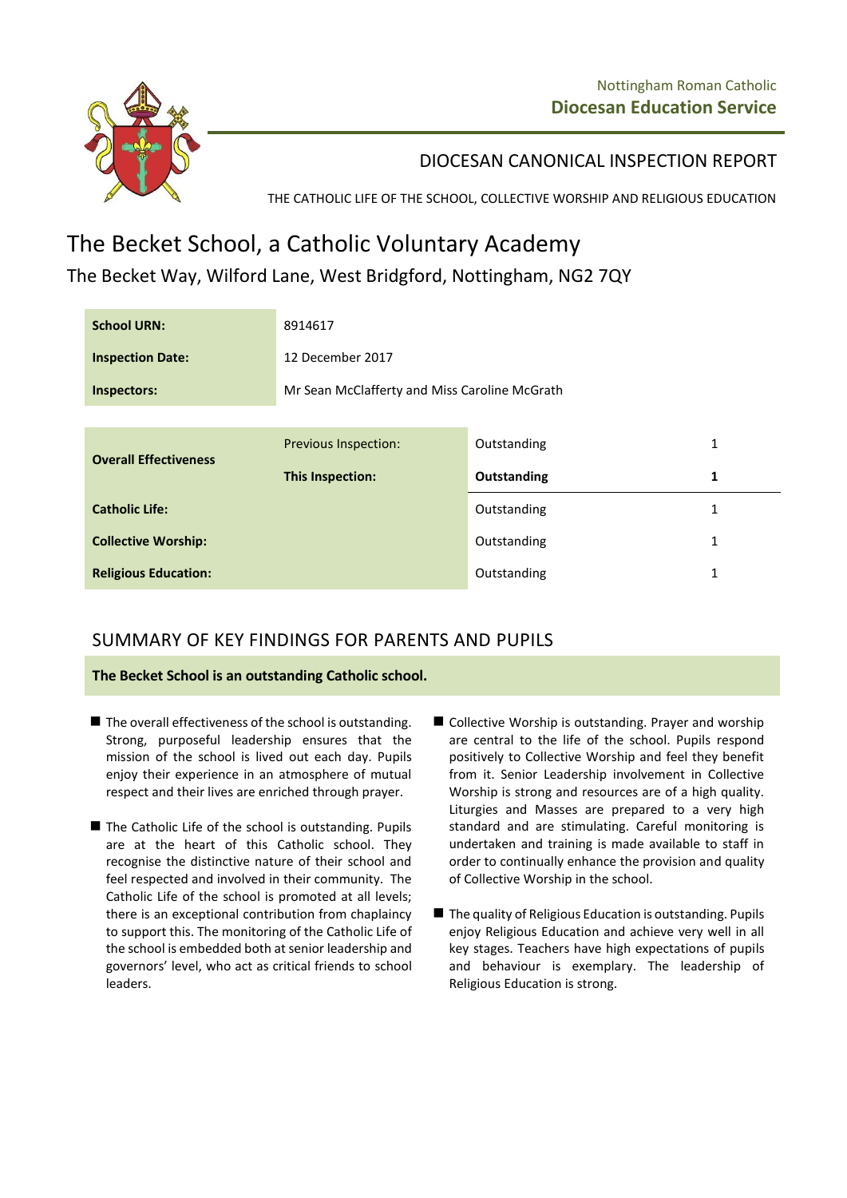Nottingham Roman Catholic
**Diocesan Education Service**

## DIOCESAN CANONICAL INSPECTION REPORT

THE CATHOLIC LIFE OF THE SCHOOL, COLLECTIVE WORSHIP AND RELIGIOUS EDUCATION

# The Becket School, a Catholic Voluntary Academy

The Becket Way, Wilford Lane, West Bridgford, Nottingham, NG2 7QY

| | |
|---|---|
| **School URN:** | 8914617 |
| **Inspection Date:** | 12 December 2017 |
| **Inspectors:** | Mr Sean McClafferty and Miss Caroline McGrath |

| | | | |
|---|---|---|---|
| **Overall Effectiveness** | Previous Inspection: | Outstanding | 1 |
| | **This Inspection:** | **Outstanding** | **1** |
| **Catholic Life:** | | Outstanding | 1 |
| **Collective Worship:** | | Outstanding | 1 |
| **Religious Education:** | | Outstanding | 1 |

## SUMMARY OF KEY FINDINGS FOR PARENTS AND PUPILS

**The Becket School is an outstanding Catholic school.**

- The overall effectiveness of the school is outstanding. Strong, purposeful leadership ensures that the mission of the school is lived out each day. Pupils enjoy their experience in an atmosphere of mutual respect and their lives are enriched through prayer.
- The Catholic Life of the school is outstanding. Pupils are at the heart of this Catholic school. They recognise the distinctive nature of their school and feel respected and involved in their community. The Catholic Life of the school is promoted at all levels; there is an exceptional contribution from chaplaincy to support this. The monitoring of the Catholic Life of the school is embedded both at senior leadership and governors' level, who act as critical friends to school leaders.
- Collective Worship is outstanding. Prayer and worship are central to the life of the school. Pupils respond positively to Collective Worship and feel they benefit from it. Senior Leadership involvement in Collective Worship is strong and resources are of a high quality. Liturgies and Masses are prepared to a very high standard and are stimulating. Careful monitoring is undertaken and training is made available to staff in order to continually enhance the provision and quality of Collective Worship in the school.
- The quality of Religious Education is outstanding. Pupils enjoy Religious Education and achieve very well in all key stages. Teachers have high expectations of pupils and behaviour is exemplary. The leadership of Religious Education is strong.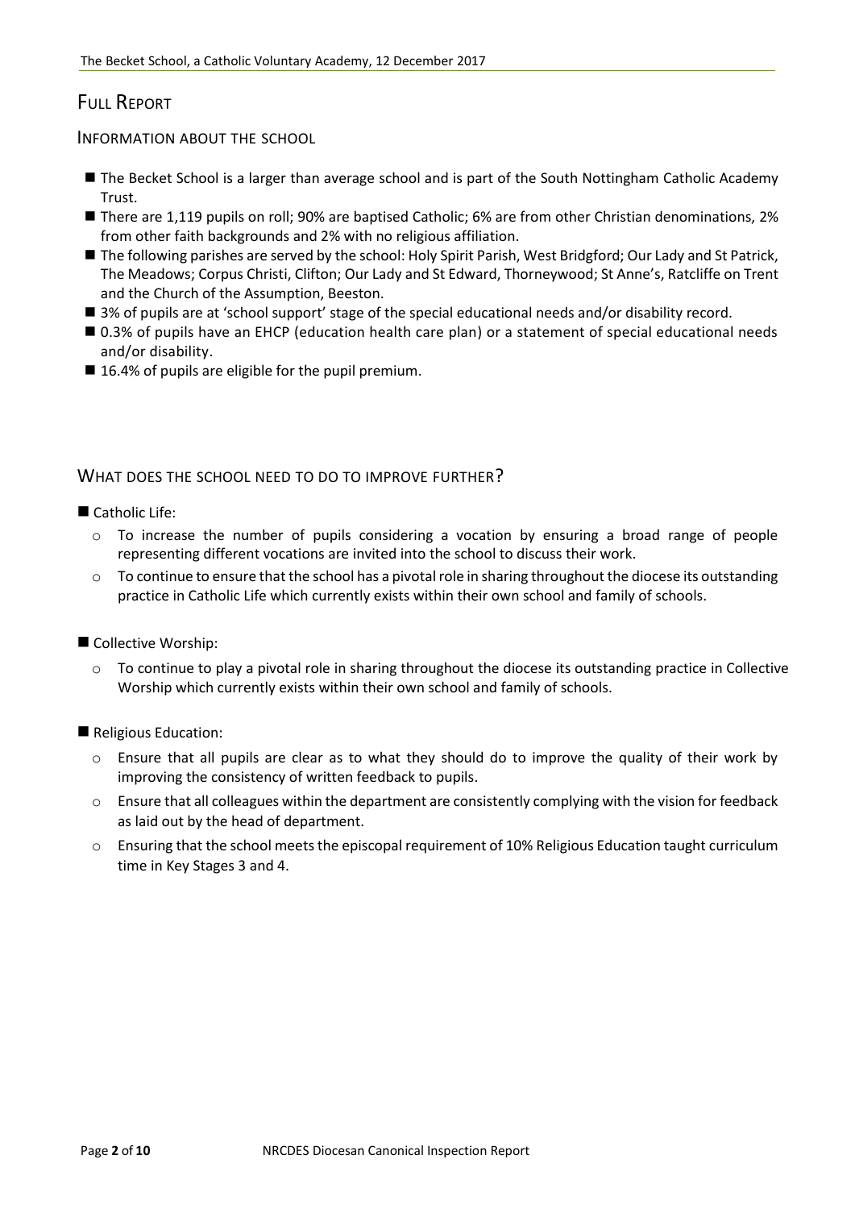## Full Report

### Information about the school

- The Becket School is a larger than average school and is part of the South Nottingham Catholic Academy Trust.
- There are 1,119 pupils on roll; 90% are baptised Catholic; 6% are from other Christian denominations, 2% from other faith backgrounds and 2% with no religious affiliation.
- The following parishes are served by the school: Holy Spirit Parish, West Bridgford; Our Lady and St Patrick, The Meadows; Corpus Christi, Clifton; Our Lady and St Edward, Thorneywood; St Anne's, Ratcliffe on Trent and the Church of the Assumption, Beeston.
- 3% of pupils are at 'school support' stage of the special educational needs and/or disability record.
- 0.3% of pupils have an EHCP (education health care plan) or a statement of special educational needs and/or disability.
- 16.4% of pupils are eligible for the pupil premium.

### What does the school need to do to improve further?

- Catholic Life:
  - To increase the number of pupils considering a vocation by ensuring a broad range of people representing different vocations are invited into the school to discuss their work.
  - To continue to ensure that the school has a pivotal role in sharing throughout the diocese its outstanding practice in Catholic Life which currently exists within their own school and family of schools.
- Collective Worship:
  - To continue to play a pivotal role in sharing throughout the diocese its outstanding practice in Collective Worship which currently exists within their own school and family of schools.
- Religious Education:
  - Ensure that all pupils are clear as to what they should do to improve the quality of their work by improving the consistency of written feedback to pupils.
  - Ensure that all colleagues within the department are consistently complying with the vision for feedback as laid out by the head of department.
  - Ensuring that the school meets the episcopal requirement of 10% Religious Education taught curriculum time in Key Stages 3 and 4.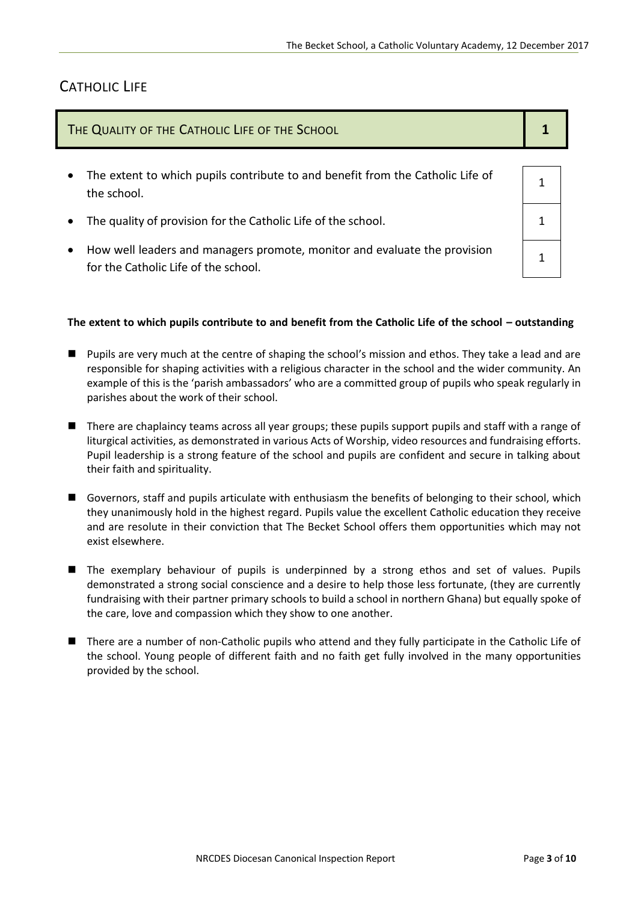## CATHOLIC LIFE

| THE QUALITY OF THE CATHOLIC LIFE OF THE SCHOOL | **1** |
|---|---|
| • The extent to which pupils contribute to and benefit from the Catholic Life of the school. | 1 |
| • The quality of provision for the Catholic Life of the school. | 1 |
| • How well leaders and managers promote, monitor and evaluate the provision for the Catholic Life of the school. | 1 |

**The extent to which pupils contribute to and benefit from the Catholic Life of the school – outstanding**

- Pupils are very much at the centre of shaping the school's mission and ethos. They take a lead and are responsible for shaping activities with a religious character in the school and the wider community. An example of this is the 'parish ambassadors' who are a committed group of pupils who speak regularly in parishes about the work of their school.
- There are chaplaincy teams across all year groups; these pupils support pupils and staff with a range of liturgical activities, as demonstrated in various Acts of Worship, video resources and fundraising efforts. Pupil leadership is a strong feature of the school and pupils are confident and secure in talking about their faith and spirituality.
- Governors, staff and pupils articulate with enthusiasm the benefits of belonging to their school, which they unanimously hold in the highest regard. Pupils value the excellent Catholic education they receive and are resolute in their conviction that The Becket School offers them opportunities which may not exist elsewhere.
- The exemplary behaviour of pupils is underpinned by a strong ethos and set of values. Pupils demonstrated a strong social conscience and a desire to help those less fortunate, (they are currently fundraising with their partner primary schools to build a school in northern Ghana) but equally spoke of the care, love and compassion which they show to one another.
- There are a number of non-Catholic pupils who attend and they fully participate in the Catholic Life of the school. Young people of different faith and no faith get fully involved in the many opportunities provided by the school.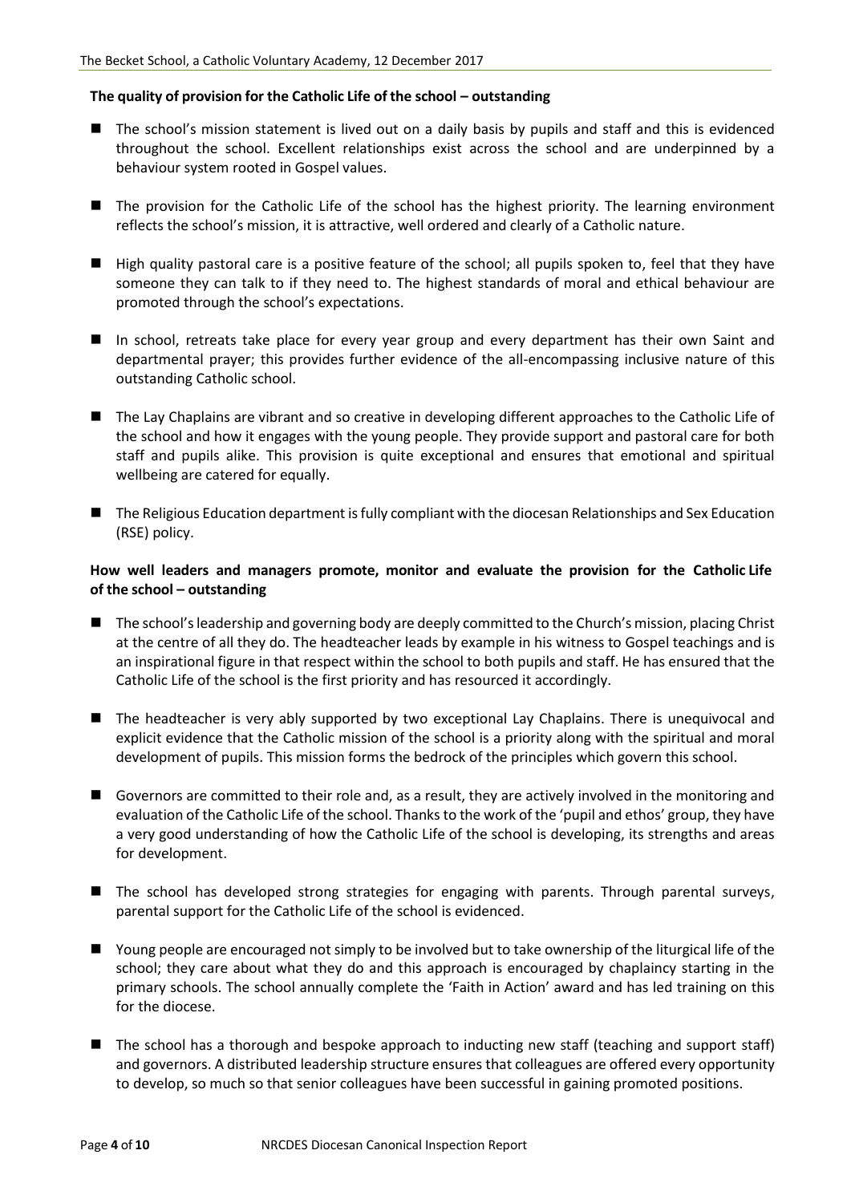**The quality of provision for the Catholic Life of the school – outstanding**

- The school's mission statement is lived out on a daily basis by pupils and staff and this is evidenced throughout the school. Excellent relationships exist across the school and are underpinned by a behaviour system rooted in Gospel values.
- The provision for the Catholic Life of the school has the highest priority. The learning environment reflects the school's mission, it is attractive, well ordered and clearly of a Catholic nature.
- High quality pastoral care is a positive feature of the school; all pupils spoken to, feel that they have someone they can talk to if they need to. The highest standards of moral and ethical behaviour are promoted through the school's expectations.
- In school, retreats take place for every year group and every department has their own Saint and departmental prayer; this provides further evidence of the all-encompassing inclusive nature of this outstanding Catholic school.
- The Lay Chaplains are vibrant and so creative in developing different approaches to the Catholic Life of the school and how it engages with the young people. They provide support and pastoral care for both staff and pupils alike. This provision is quite exceptional and ensures that emotional and spiritual wellbeing are catered for equally.
- The Religious Education department is fully compliant with the diocesan Relationships and Sex Education (RSE) policy.

**How well leaders and managers promote, monitor and evaluate the provision for the Catholic Life of the school – outstanding**

- The school's leadership and governing body are deeply committed to the Church's mission, placing Christ at the centre of all they do. The headteacher leads by example in his witness to Gospel teachings and is an inspirational figure in that respect within the school to both pupils and staff. He has ensured that the Catholic Life of the school is the first priority and has resourced it accordingly.
- The headteacher is very ably supported by two exceptional Lay Chaplains. There is unequivocal and explicit evidence that the Catholic mission of the school is a priority along with the spiritual and moral development of pupils. This mission forms the bedrock of the principles which govern this school.
- Governors are committed to their role and, as a result, they are actively involved in the monitoring and evaluation of the Catholic Life of the school. Thanks to the work of the 'pupil and ethos' group, they have a very good understanding of how the Catholic Life of the school is developing, its strengths and areas for development.
- The school has developed strong strategies for engaging with parents. Through parental surveys, parental support for the Catholic Life of the school is evidenced.
- Young people are encouraged not simply to be involved but to take ownership of the liturgical life of the school; they care about what they do and this approach is encouraged by chaplaincy starting in the primary schools. The school annually complete the 'Faith in Action' award and has led training on this for the diocese.
- The school has a thorough and bespoke approach to inducting new staff (teaching and support staff) and governors. A distributed leadership structure ensures that colleagues are offered every opportunity to develop, so much so that senior colleagues have been successful in gaining promoted positions.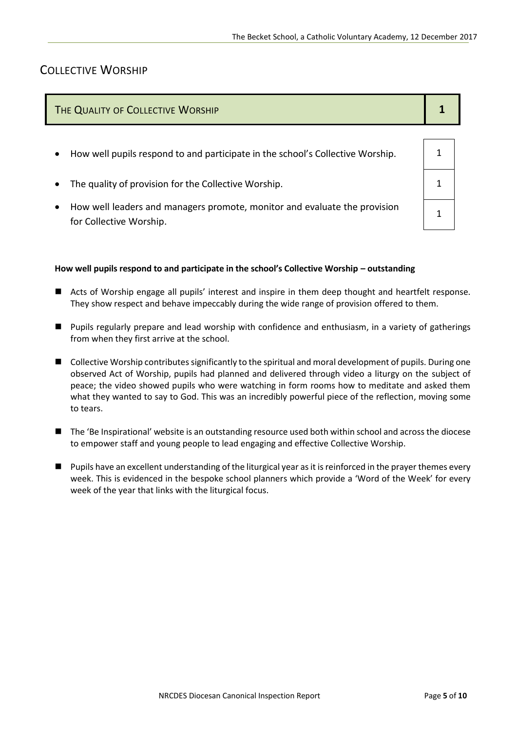## COLLECTIVE WORSHIP

| THE QUALITY OF COLLECTIVE WORSHIP | 1 |
|---|---|
| • How well pupils respond to and participate in the school's Collective Worship. | 1 |
| • The quality of provision for the Collective Worship. | 1 |
| • How well leaders and managers promote, monitor and evaluate the provision for Collective Worship. | 1 |

**How well pupils respond to and participate in the school's Collective Worship – outstanding**

- Acts of Worship engage all pupils' interest and inspire in them deep thought and heartfelt response. They show respect and behave impeccably during the wide range of provision offered to them.
- Pupils regularly prepare and lead worship with confidence and enthusiasm, in a variety of gatherings from when they first arrive at the school.
- Collective Worship contributes significantly to the spiritual and moral development of pupils. During one observed Act of Worship, pupils had planned and delivered through video a liturgy on the subject of peace; the video showed pupils who were watching in form rooms how to meditate and asked them what they wanted to say to God. This was an incredibly powerful piece of the reflection, moving some to tears.
- The 'Be Inspirational' website is an outstanding resource used both within school and across the diocese to empower staff and young people to lead engaging and effective Collective Worship.
- Pupils have an excellent understanding of the liturgical year as it is reinforced in the prayer themes every week. This is evidenced in the bespoke school planners which provide a 'Word of the Week' for every week of the year that links with the liturgical focus.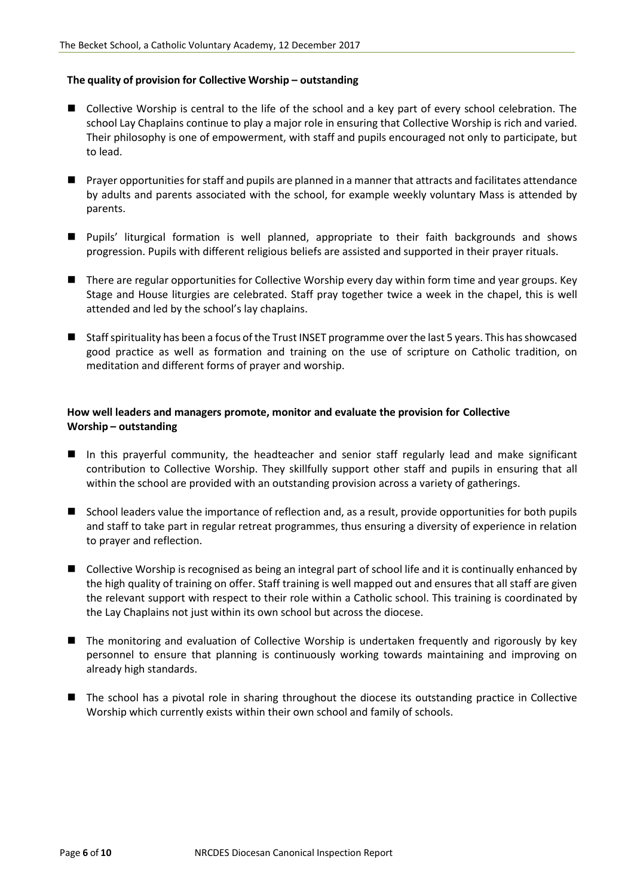**The quality of provision for Collective Worship – outstanding**

- Collective Worship is central to the life of the school and a key part of every school celebration. The school Lay Chaplains continue to play a major role in ensuring that Collective Worship is rich and varied. Their philosophy is one of empowerment, with staff and pupils encouraged not only to participate, but to lead.
- Prayer opportunities for staff and pupils are planned in a manner that attracts and facilitates attendance by adults and parents associated with the school, for example weekly voluntary Mass is attended by parents.
- Pupils' liturgical formation is well planned, appropriate to their faith backgrounds and shows progression. Pupils with different religious beliefs are assisted and supported in their prayer rituals.
- There are regular opportunities for Collective Worship every day within form time and year groups. Key Stage and House liturgies are celebrated. Staff pray together twice a week in the chapel, this is well attended and led by the school's lay chaplains.
- Staff spirituality has been a focus of the Trust INSET programme over the last 5 years. This has showcased good practice as well as formation and training on the use of scripture on Catholic tradition, on meditation and different forms of prayer and worship.

**How well leaders and managers promote, monitor and evaluate the provision for Collective Worship – outstanding**

- In this prayerful community, the headteacher and senior staff regularly lead and make significant contribution to Collective Worship. They skillfully support other staff and pupils in ensuring that all within the school are provided with an outstanding provision across a variety of gatherings.
- School leaders value the importance of reflection and, as a result, provide opportunities for both pupils and staff to take part in regular retreat programmes, thus ensuring a diversity of experience in relation to prayer and reflection.
- Collective Worship is recognised as being an integral part of school life and it is continually enhanced by the high quality of training on offer. Staff training is well mapped out and ensures that all staff are given the relevant support with respect to their role within a Catholic school. This training is coordinated by the Lay Chaplains not just within its own school but across the diocese.
- The monitoring and evaluation of Collective Worship is undertaken frequently and rigorously by key personnel to ensure that planning is continuously working towards maintaining and improving on already high standards.
- The school has a pivotal role in sharing throughout the diocese its outstanding practice in Collective Worship which currently exists within their own school and family of schools.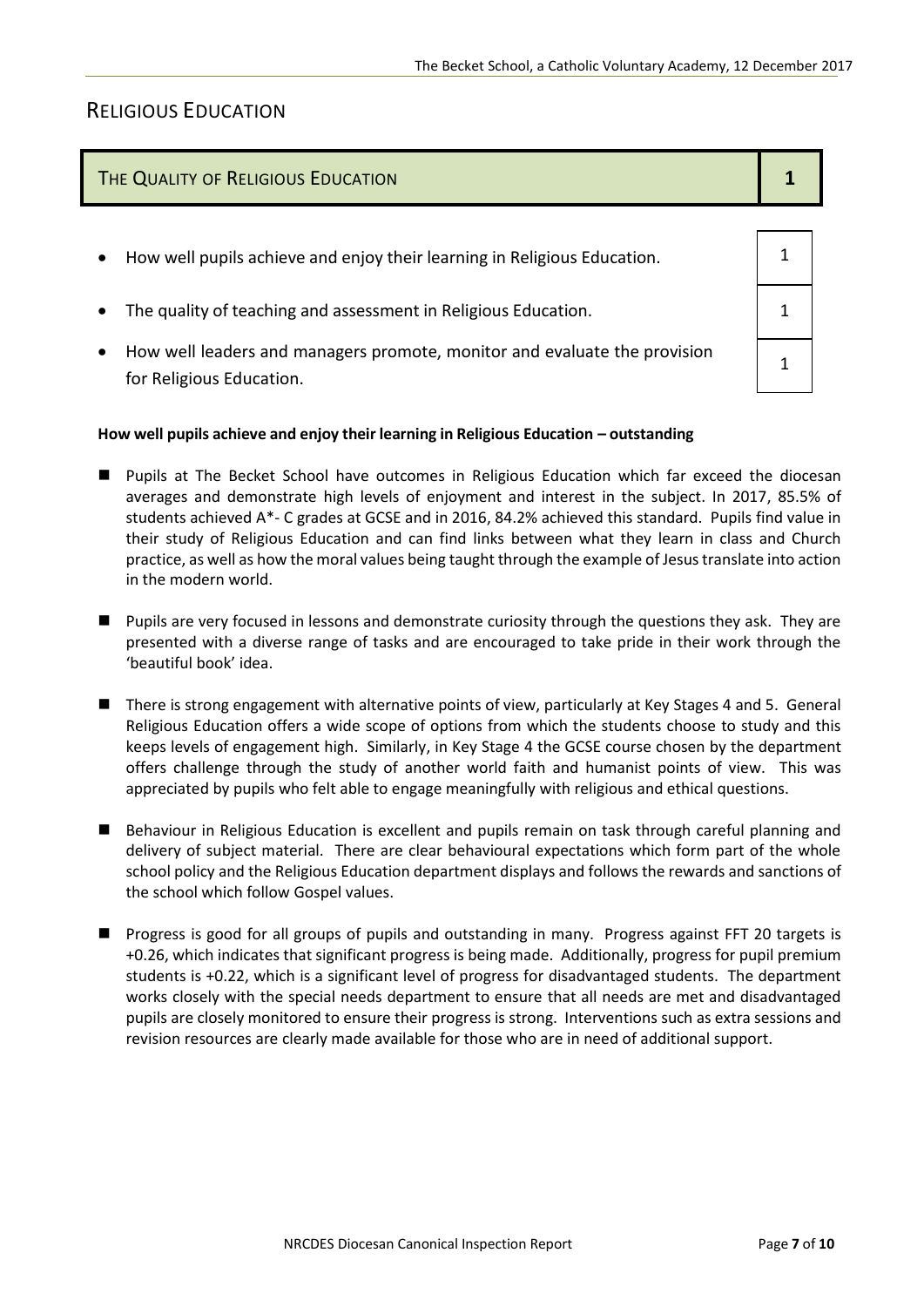# Religious Education

| The Quality of Religious Education | 1 |
|---|---|

| | |
|---|---|
| How well pupils achieve and enjoy their learning in Religious Education. | 1 |
| The quality of teaching and assessment in Religious Education. | 1 |
| How well leaders and managers promote, monitor and evaluate the provision for Religious Education. | 1 |

**How well pupils achieve and enjoy their learning in Religious Education – outstanding**

- Pupils at The Becket School have outcomes in Religious Education which far exceed the diocesan averages and demonstrate high levels of enjoyment and interest in the subject. In 2017, 85.5% of students achieved A*- C grades at GCSE and in 2016, 84.2% achieved this standard. Pupils find value in their study of Religious Education and can find links between what they learn in class and Church practice, as well as how the moral values being taught through the example of Jesus translate into action in the modern world.

- Pupils are very focused in lessons and demonstrate curiosity through the questions they ask. They are presented with a diverse range of tasks and are encouraged to take pride in their work through the 'beautiful book' idea.

- There is strong engagement with alternative points of view, particularly at Key Stages 4 and 5. General Religious Education offers a wide scope of options from which the students choose to study and this keeps levels of engagement high. Similarly, in Key Stage 4 the GCSE course chosen by the department offers challenge through the study of another world faith and humanist points of view. This was appreciated by pupils who felt able to engage meaningfully with religious and ethical questions.

- Behaviour in Religious Education is excellent and pupils remain on task through careful planning and delivery of subject material. There are clear behavioural expectations which form part of the whole school policy and the Religious Education department displays and follows the rewards and sanctions of the school which follow Gospel values.

- Progress is good for all groups of pupils and outstanding in many. Progress against FFT 20 targets is +0.26, which indicates that significant progress is being made. Additionally, progress for pupil premium students is +0.22, which is a significant level of progress for disadvantaged students. The department works closely with the special needs department to ensure that all needs are met and disadvantaged pupils are closely monitored to ensure their progress is strong. Interventions such as extra sessions and revision resources are clearly made available for those who are in need of additional support.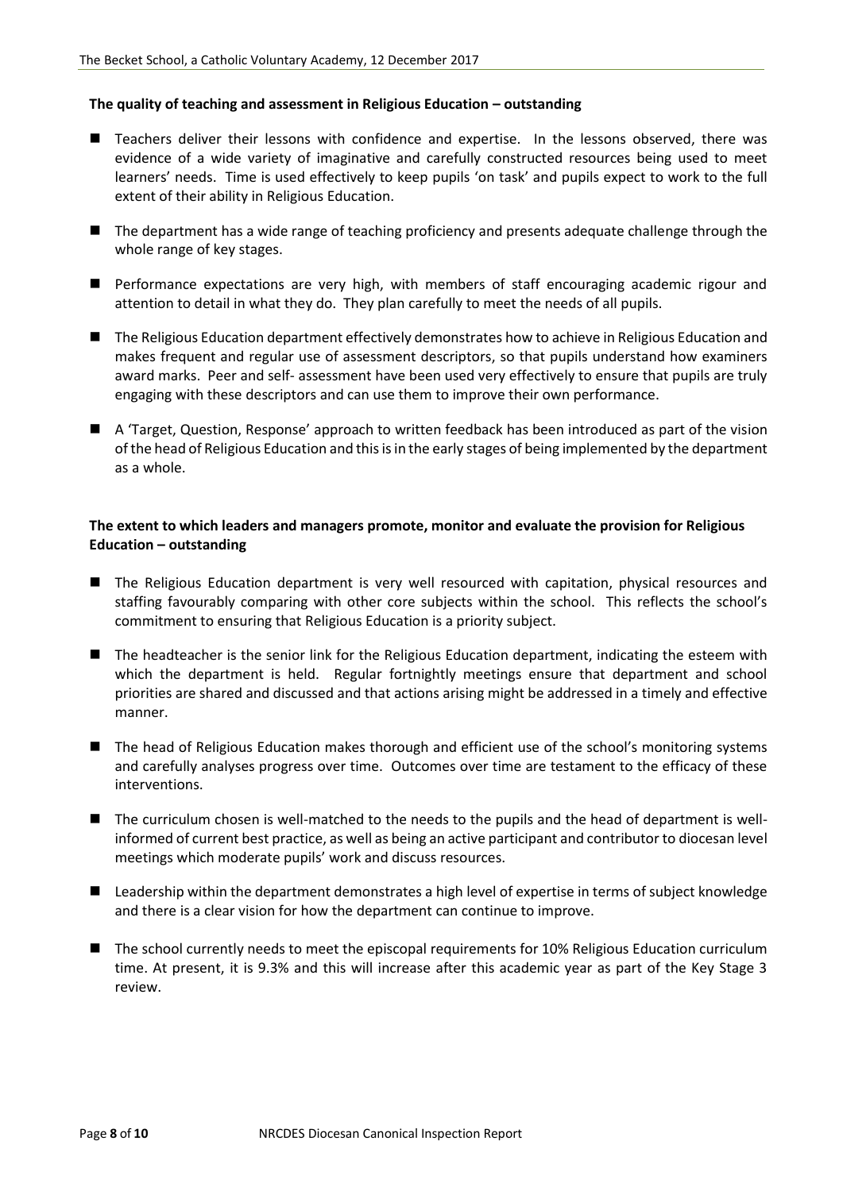**The quality of teaching and assessment in Religious Education – outstanding**

- Teachers deliver their lessons with confidence and expertise. In the lessons observed, there was evidence of a wide variety of imaginative and carefully constructed resources being used to meet learners' needs. Time is used effectively to keep pupils 'on task' and pupils expect to work to the full extent of their ability in Religious Education.

- The department has a wide range of teaching proficiency and presents adequate challenge through the whole range of key stages.

- Performance expectations are very high, with members of staff encouraging academic rigour and attention to detail in what they do. They plan carefully to meet the needs of all pupils.

- The Religious Education department effectively demonstrates how to achieve in Religious Education and makes frequent and regular use of assessment descriptors, so that pupils understand how examiners award marks. Peer and self- assessment have been used very effectively to ensure that pupils are truly engaging with these descriptors and can use them to improve their own performance.

- A 'Target, Question, Response' approach to written feedback has been introduced as part of the vision of the head of Religious Education and this is in the early stages of being implemented by the department as a whole.

**The extent to which leaders and managers promote, monitor and evaluate the provision for Religious Education – outstanding**

- The Religious Education department is very well resourced with capitation, physical resources and staffing favourably comparing with other core subjects within the school. This reflects the school's commitment to ensuring that Religious Education is a priority subject.

- The headteacher is the senior link for the Religious Education department, indicating the esteem with which the department is held. Regular fortnightly meetings ensure that department and school priorities are shared and discussed and that actions arising might be addressed in a timely and effective manner.

- The head of Religious Education makes thorough and efficient use of the school's monitoring systems and carefully analyses progress over time. Outcomes over time are testament to the efficacy of these interventions.

- The curriculum chosen is well-matched to the needs to the pupils and the head of department is well-informed of current best practice, as well as being an active participant and contributor to diocesan level meetings which moderate pupils' work and discuss resources.

- Leadership within the department demonstrates a high level of expertise in terms of subject knowledge and there is a clear vision for how the department can continue to improve.

- The school currently needs to meet the episcopal requirements for 10% Religious Education curriculum time. At present, it is 9.3% and this will increase after this academic year as part of the Key Stage 3 review.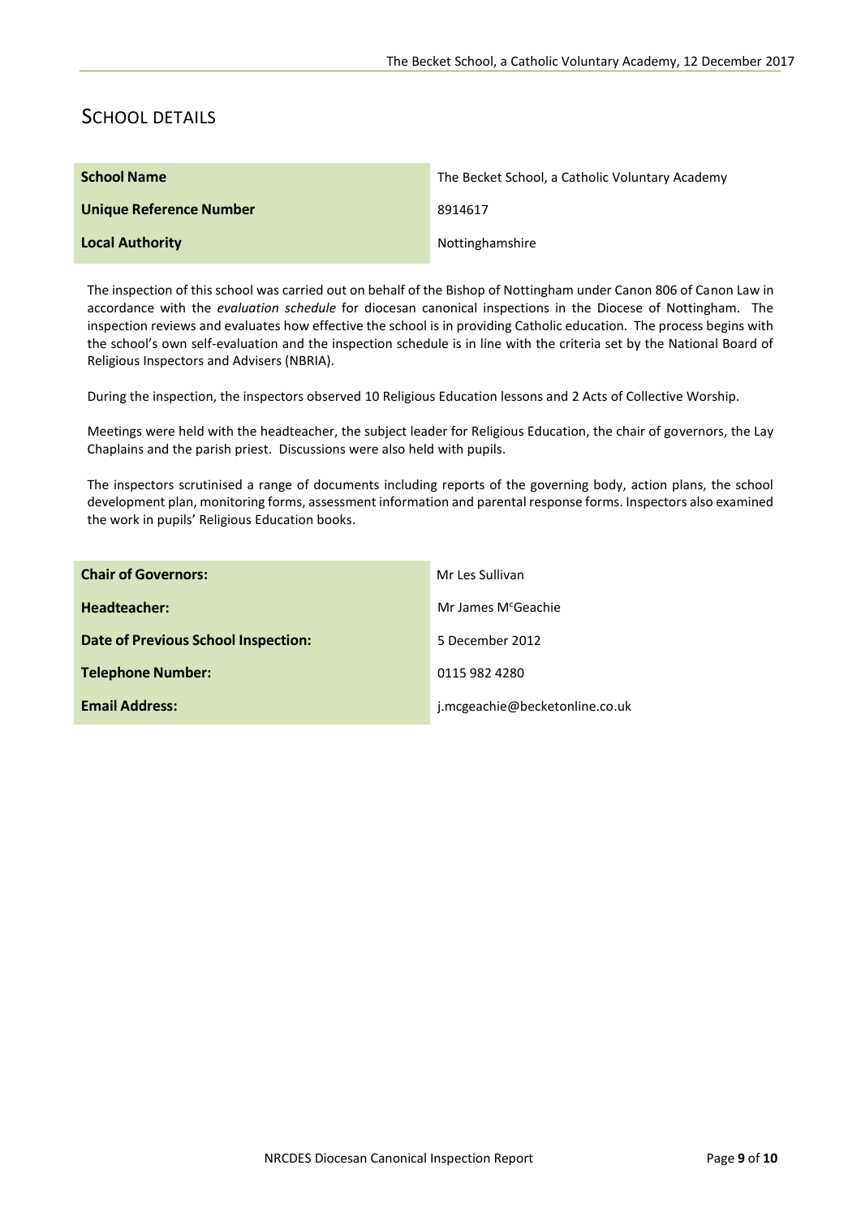## SCHOOL DETAILS

| | |
|---|---|
| **School Name** | The Becket School, a Catholic Voluntary Academy |
| **Unique Reference Number** | 8914617 |
| **Local Authority** | Nottinghamshire |

The inspection of this school was carried out on behalf of the Bishop of Nottingham under Canon 806 of Canon Law in accordance with the *evaluation schedule* for diocesan canonical inspections in the Diocese of Nottingham. The inspection reviews and evaluates how effective the school is in providing Catholic education. The process begins with the school's own self-evaluation and the inspection schedule is in line with the criteria set by the National Board of Religious Inspectors and Advisers (NBRIA).

During the inspection, the inspectors observed 10 Religious Education lessons and 2 Acts of Collective Worship.

Meetings were held with the headteacher, the subject leader for Religious Education, the chair of governors, the Lay Chaplains and the parish priest. Discussions were also held with pupils.

The inspectors scrutinised a range of documents including reports of the governing body, action plans, the school development plan, monitoring forms, assessment information and parental response forms. Inspectors also examined the work in pupils' Religious Education books.

| | |
|---|---|
| **Chair of Governors:** | Mr Les Sullivan |
| **Headteacher:** | Mr James McGeachie |
| **Date of Previous School Inspection:** | 5 December 2012 |
| **Telephone Number:** | 0115 982 4280 |
| **Email Address:** | j.mcgeachie@becketonline.co.uk |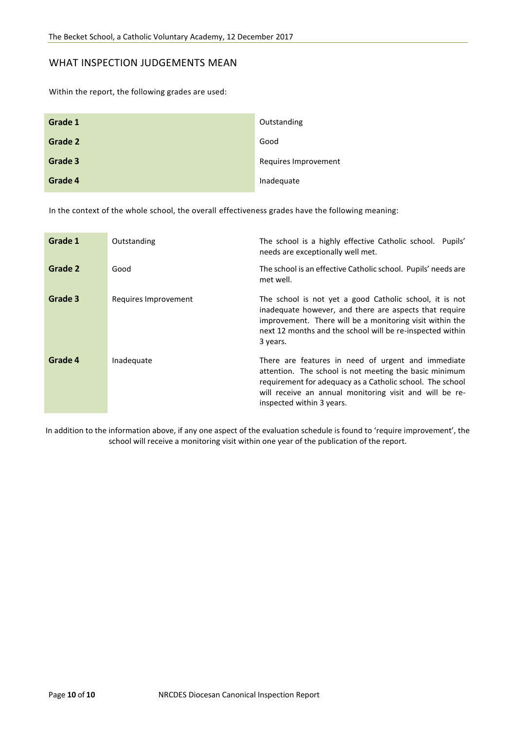## WHAT INSPECTION JUDGEMENTS MEAN

Within the report, the following grades are used:

| | |
|---|---|
| **Grade 1** | Outstanding |
| **Grade 2** | Good |
| **Grade 3** | Requires Improvement |
| **Grade 4** | Inadequate |

In the context of the whole school, the overall effectiveness grades have the following meaning:

| | | |
|---|---|---|
| **Grade 1** | Outstanding | The school is a highly effective Catholic school. Pupils' needs are exceptionally well met. |
| **Grade 2** | Good | The school is an effective Catholic school. Pupils' needs are met well. |
| **Grade 3** | Requires Improvement | The school is not yet a good Catholic school, it is not inadequate however, and there are aspects that require improvement. There will be a monitoring visit within the next 12 months and the school will be re-inspected within 3 years. |
| **Grade 4** | Inadequate | There are features in need of urgent and immediate attention. The school is not meeting the basic minimum requirement for adequacy as a Catholic school. The school will receive an annual monitoring visit and will be re-inspected within 3 years. |

In addition to the information above, if any one aspect of the evaluation schedule is found to 'require improvement', the school will receive a monitoring visit within one year of the publication of the report.